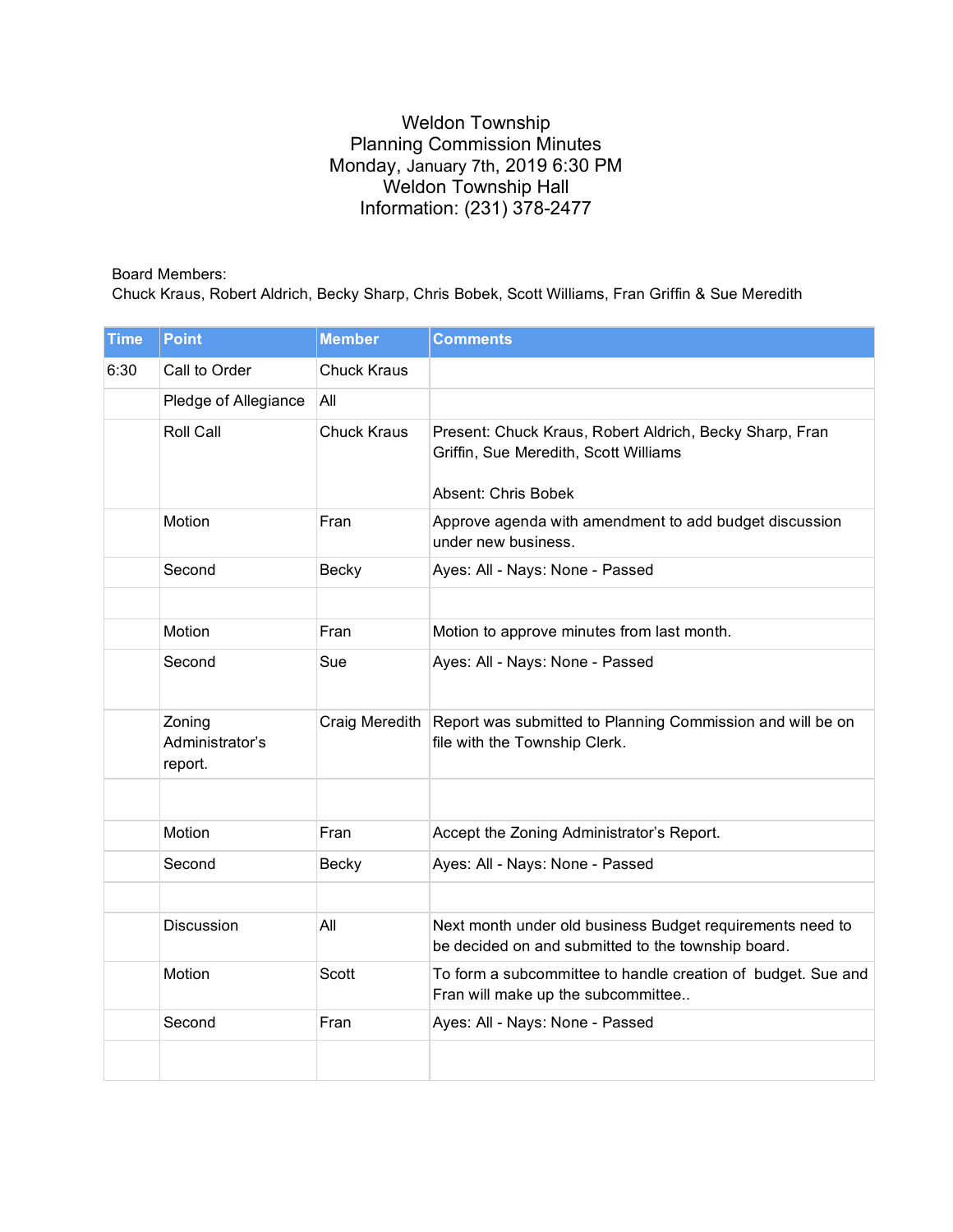Weldon Township
Planning Commission Minutes
Monday, January 7th, 2019 6:30 PM
Weldon Township Hall
Information: (231) 378-2477

Board Members:
Chuck Kraus, Robert Aldrich, Becky Sharp, Chris Bobek, Scott Williams, Fran Griffin & Sue Meredith

| Time | Point | Member | Comments |
|---|---|---|---|
| 6:30 | Call to Order | Chuck Kraus | |
| | Pledge of Allegiance | All | |
| | Roll Call | Chuck Kraus | Present: Chuck Kraus, Robert Aldrich, Becky Sharp, Fran Griffin, Sue Meredith, Scott Williams<br><br>Absent: Chris Bobek |
| | Motion | Fran | Approve agenda with amendment to add budget discussion under new business. |
| | Second | Becky | Ayes: All - Nays: None - Passed |
| | | | |
| | Motion | Fran | Motion to approve minutes from last month. |
| | Second | Sue | Ayes: All - Nays: None - Passed |
| | Zoning Administrator's report. | Craig Meredith | Report was submitted to Planning Commission and will be on file with the Township Clerk. |
| | | | |
| | Motion | Fran | Accept the Zoning Administrator's Report. |
| | Second | Becky | Ayes: All - Nays: None - Passed |
| | | | |
| | Discussion | All | Next month under old business Budget requirements need to be decided on and submitted to the township board. |
| | Motion | Scott | To form a subcommittee to handle creation of budget. Sue and Fran will make up the subcommittee.. |
| | Second | Fran | Ayes: All - Nays: None - Passed |
| | | | |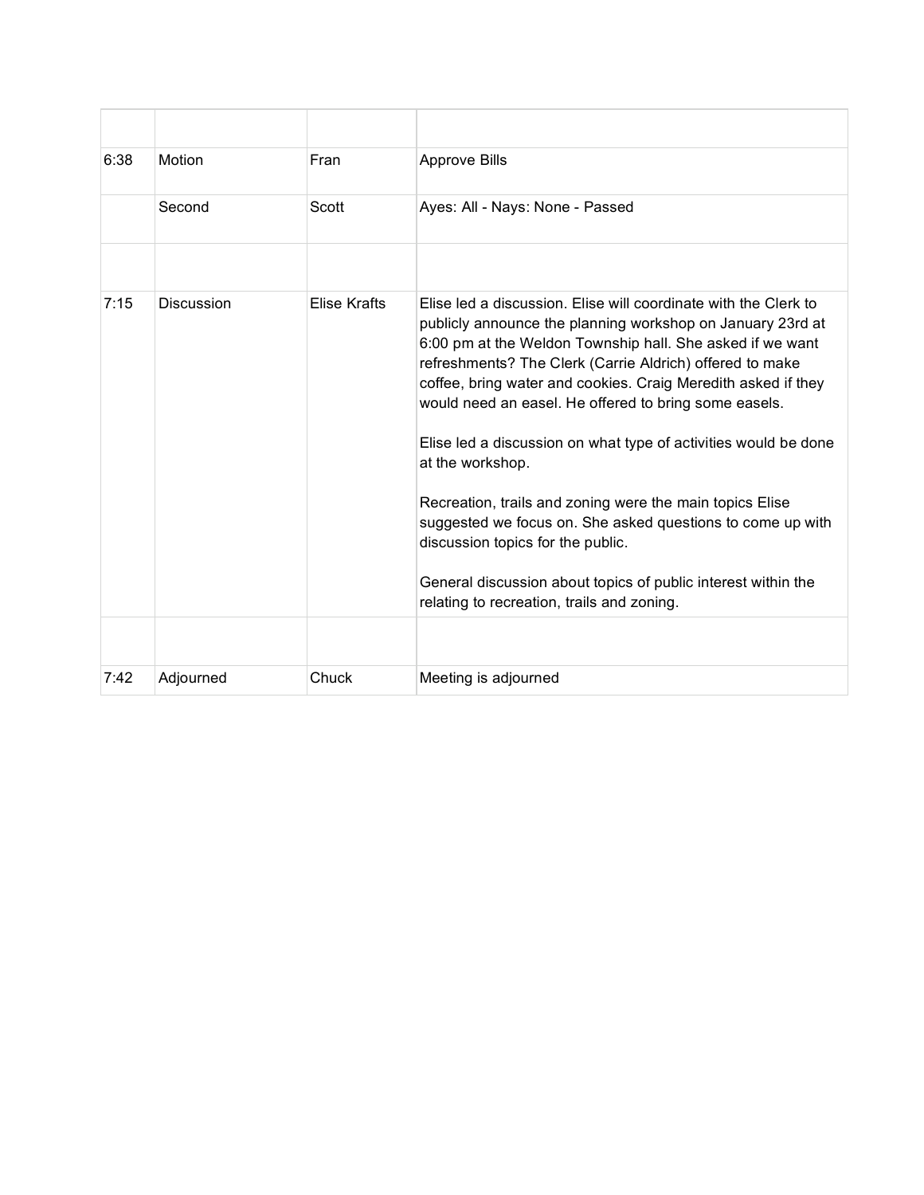| | | | |
|---|---|---|---|
| | | | |
| 6:38 | Motion | Fran | Approve Bills |
| | Second | Scott | Ayes: All - Nays: None - Passed |
| | | | |
| 7:15 | Discussion | Elise Krafts | Elise led a discussion. Elise will coordinate with the Clerk to publicly announce the planning workshop on January 23rd at 6:00 pm at the Weldon Township hall. She asked if we want refreshments? The Clerk (Carrie Aldrich) offered to make coffee, bring water and cookies. Craig Meredith asked if they would need an easel. He offered to bring some easels.<br><br>Elise led a discussion on what type of activities would be done at the workshop.<br><br>Recreation, trails and zoning were the main topics Elise suggested we focus on. She asked questions to come up with discussion topics for the public.<br><br>General discussion about topics of public interest within the relating to recreation, trails and zoning. |
| | | | |
| 7:42 | Adjourned | Chuck | Meeting is adjourned |